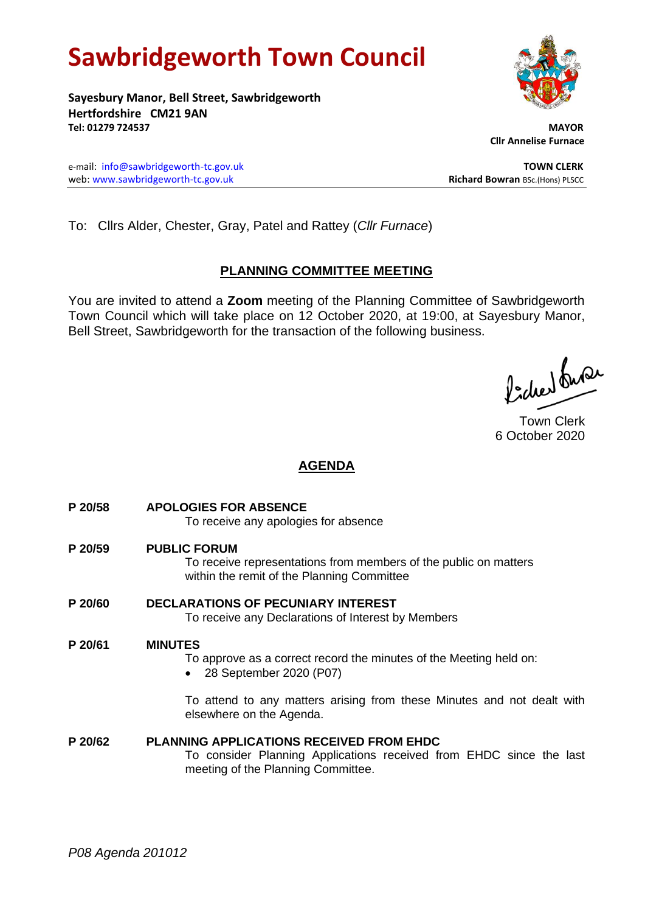# Sawbridgeworth Town Council

**Sayesbury Manor, Bell Street, Sawbridgeworth**
**Hertfordshire CM21 9AN**
**Tel: 01279 724537**

**MAYOR**
**Cllr Annelise Furnace**

e-mail: info@sawbridgeworth-tc.gov.uk
web: www.sawbridgeworth-tc.gov.uk

**TOWN CLERK**
**Richard Bowran** BSc.(Hons) PLSCC

To: Cllrs Alder, Chester, Gray, Patel and Rattey (*Cllr Furnace*)

## PLANNING COMMITTEE MEETING

You are invited to attend a **Zoom** meeting of the Planning Committee of Sawbridgeworth Town Council which will take place on 12 October 2020, at 19:00, at Sayesbury Manor, Bell Street, Sawbridgeworth for the transaction of the following business.

Town Clerk
6 October 2020

## AGENDA

**P 20/58 APOLOGIES FOR ABSENCE**

To receive any apologies for absence

**P 20/59 PUBLIC FORUM**

To receive representations from members of the public on matters within the remit of the Planning Committee

**P 20/60 DECLARATIONS OF PECUNIARY INTEREST**

To receive any Declarations of Interest by Members

**P 20/61 MINUTES**

To approve as a correct record the minutes of the Meeting held on:

- 28 September 2020 (P07)

To attend to any matters arising from these Minutes and not dealt with elsewhere on the Agenda.

**P 20/62 PLANNING APPLICATIONS RECEIVED FROM EHDC**

To consider Planning Applications received from EHDC since the last meeting of the Planning Committee.

*P08 Agenda 201012*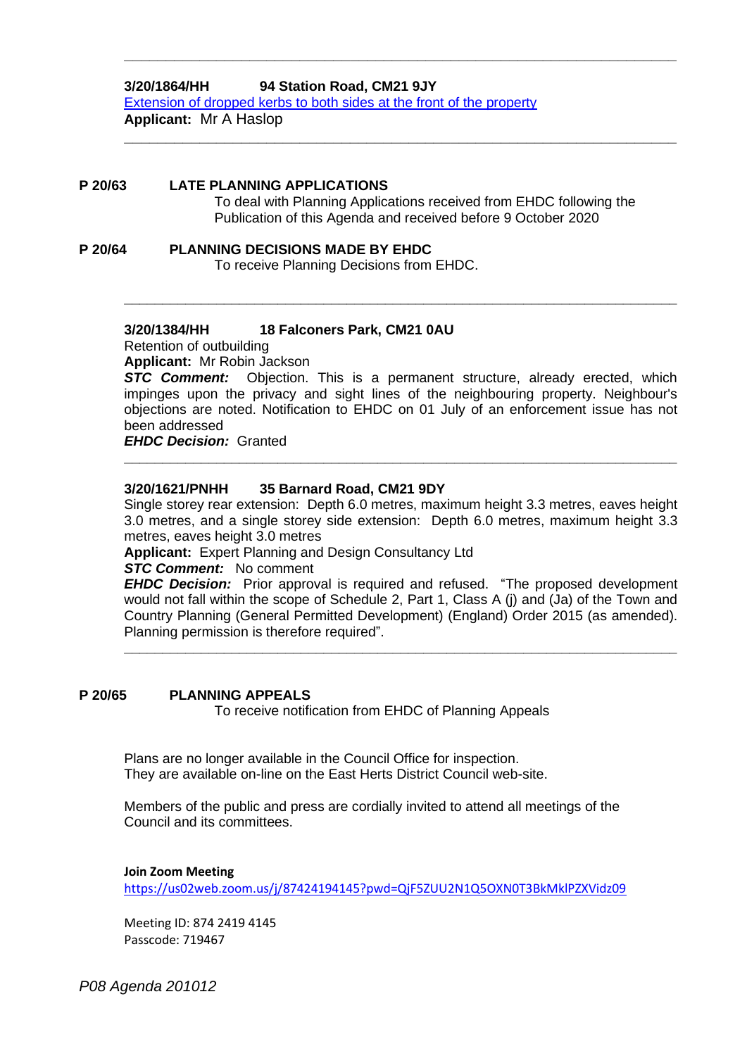---

**3/20/1864/HH 94 Station Road, CM21 9JY**

[Extension of dropped kerbs to both sides at the front of the property]

**Applicant:** Mr A Haslop

---

**P 20/63 LATE PLANNING APPLICATIONS**

To deal with Planning Applications received from EHDC following the Publication of this Agenda and received before 9 October 2020

**P 20/64 PLANNING DECISIONS MADE BY EHDC**

To receive Planning Decisions from EHDC.

---

**3/20/1384/HH 18 Falconers Park, CM21 0AU**

Retention of outbuilding

**Applicant:** Mr Robin Jackson

***STC Comment:*** Objection. This is a permanent structure, already erected, which impinges upon the privacy and sight lines of the neighbouring property. Neighbour's objections are noted. Notification to EHDC on 01 July of an enforcement issue has not been addressed

***EHDC Decision:*** Granted

---

**3/20/1621/PNHH 35 Barnard Road, CM21 9DY**

Single storey rear extension: Depth 6.0 metres, maximum height 3.3 metres, eaves height 3.0 metres, and a single storey side extension: Depth 6.0 metres, maximum height 3.3 metres, eaves height 3.0 metres

**Applicant:** Expert Planning and Design Consultancy Ltd

***STC Comment:*** No comment

***EHDC Decision:*** Prior approval is required and refused. "The proposed development would not fall within the scope of Schedule 2, Part 1, Class A (j) and (Ja) of the Town and Country Planning (General Permitted Development) (England) Order 2015 (as amended). Planning permission is therefore required".

---

**P 20/65 PLANNING APPEALS**

To receive notification from EHDC of Planning Appeals

Plans are no longer available in the Council Office for inspection.
They are available on-line on the East Herts District Council web-site.

Members of the public and press are cordially invited to attend all meetings of the Council and its committees.

**Join Zoom Meeting**

https://us02web.zoom.us/j/87424194145?pwd=QjF5ZUU2N1Q5OXN0T3BkMklPZXVidz09

Meeting ID: 874 2419 4145
Passcode: 719467

*P08 Agenda 201012*